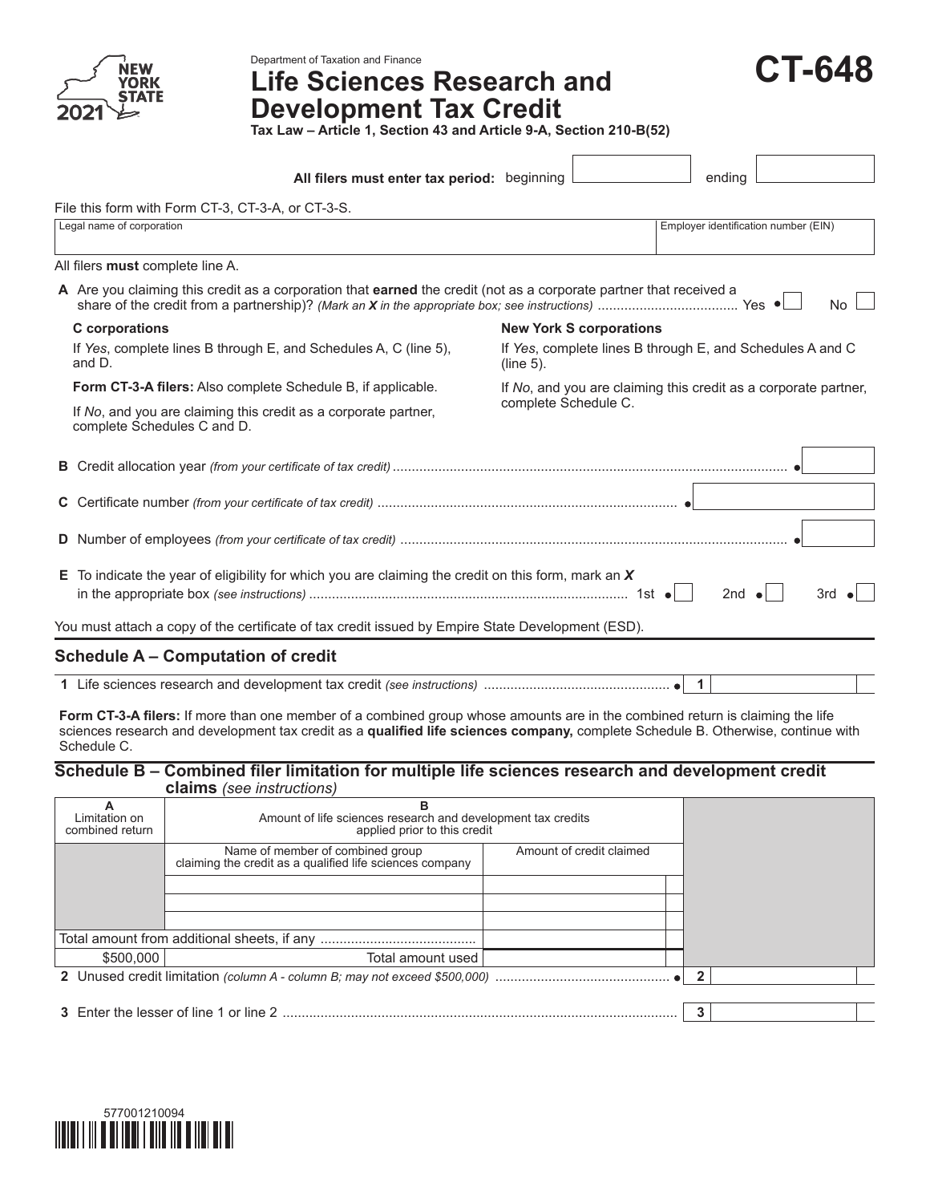Department of Taxation and Finance

# Life Sciences Research and Development Tax Credit

**CT-648**

2021

**Tax Law – Article 1, Section 43 and Article 9-A, Section 210-B(52)**

**All filers must enter tax period:** beginning ____________ ending ____________

File this form with Form CT-3, CT-3-A, or CT-3-S.

| Legal name of corporation | Employer identification number (EIN) |
|---|---|
| | |

All filers **must** complete line A.

**A** Are you claiming this credit as a corporation that **earned** the credit (not as a corporate partner that received a share of the credit from a partnership)? *(Mark an X in the appropriate box; see instructions)* .................................... Yes ☐ No ☐

**C corporations**

If *Yes*, complete lines B through E, and Schedules A, C (line 5), and D.

**Form CT-3-A filers:** Also complete Schedule B, if applicable.

If *No*, and you are claiming this credit as a corporate partner, complete Schedules C and D.

**New York S corporations**

If *Yes*, complete lines B through E, and Schedules A and C (line 5).

If *No*, and you are claiming this credit as a corporate partner, complete Schedule C.

**B** Credit allocation year *(from your certificate of tax credit)* .......................................................................................................... ☐

**C** Certificate number *(from your certificate of tax credit)* .............................................................................. ☐

**D** Number of employees *(from your certificate of tax credit)* ..................................................................................................... ☐

**E** To indicate the year of eligibility for which you are claiming the credit on this form, mark an **X** in the appropriate box *(see instructions)* .................................................................................. 1st ☐ 2nd ☐ 3rd ☐

You must attach a copy of the certificate of tax credit issued by Empire State Development (ESD).

## Schedule A – Computation of credit

**1** Life sciences research and development tax credit *(see instructions)* ................................................ **1** ________

**Form CT-3-A filers:** If more than one member of a combined group whose amounts are in the combined return is claiming the life sciences research and development tax credit as a **qualified life sciences company,** complete Schedule B. Otherwise, continue with Schedule C.

## Schedule B – Combined filer limitation for multiple life sciences research and development credit claims *(see instructions)*

| **A**<br>Limitation on combined return | **B**<br>Amount of life sciences research and development tax credits applied prior to this credit | |
|---|---|---|
| | Name of member of combined group claiming the credit as a qualified life sciences company | Amount of credit claimed |
| | | |
| | | |
| | | |
| | Total amount from additional sheets, if any ......................................... | |
| $500,000 | Total amount used | |

**2** Unused credit limitation *(column A - column B; may not exceed $500,000)* .............................................. **2** ________

**3** Enter the lesser of line 1 or line 2 ........................................................................................................ **3** ________

577001210094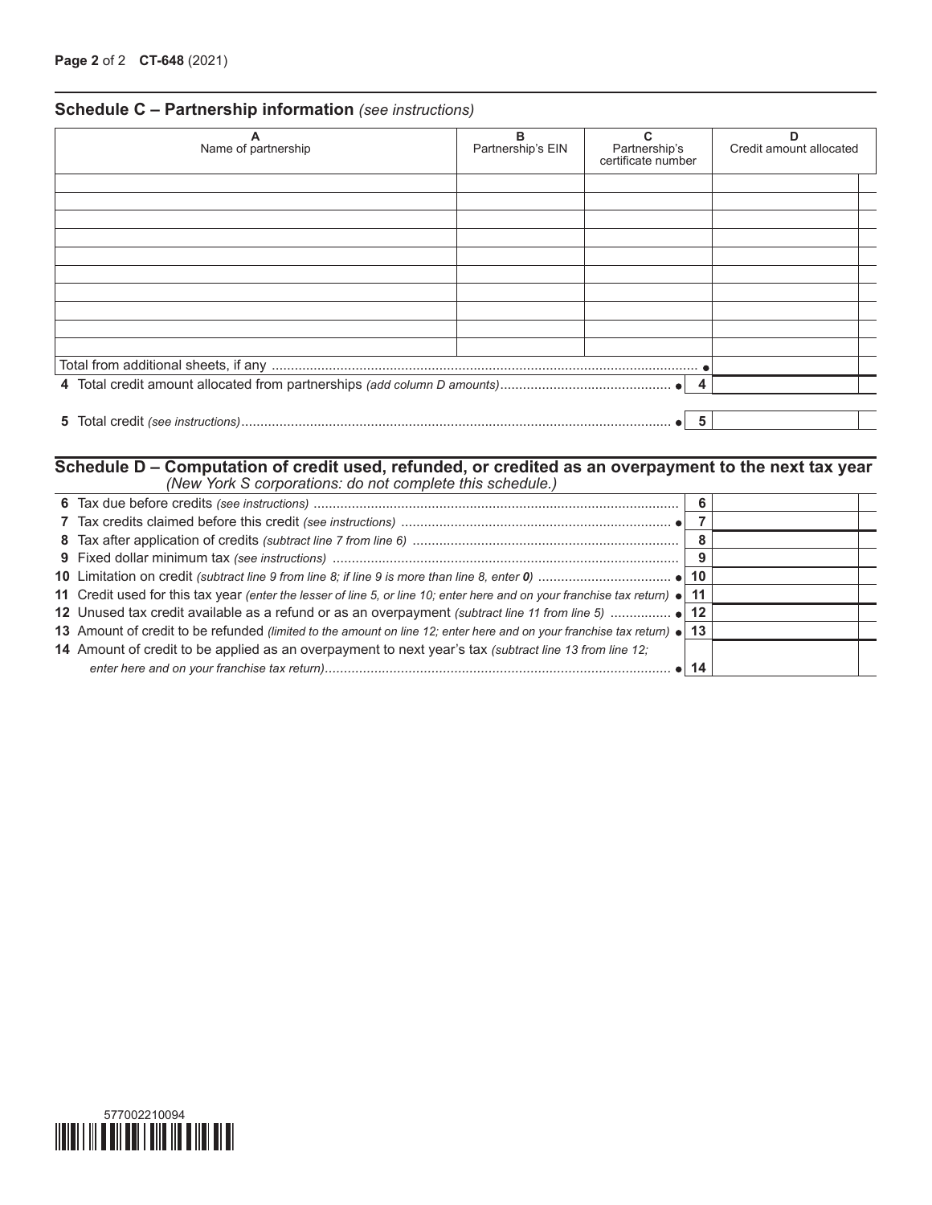## Schedule C – Partnership information *(see instructions)*

| A<br>Name of partnership | B<br>Partnership's EIN | C<br>Partnership's certificate number | D<br>Credit amount allocated |
|---|---|---|---|
| | | | |
| | | | |
| | | | |
| | | | |
| | | | |
| | | | |
| | | | |
| | | | |
| | | | |
| | | | |
| Total from additional sheets, if any ● | | | |
| **4** Total credit amount allocated from partnerships *(add column D amounts)* ● **4** | | | |
| **5** Total credit *(see instructions)* ● **5** | | | |

## Schedule D – Computation of credit used, refunded, or credited as an overpayment to the next tax year

*(New York S corporations: do not complete this schedule.)*

| | | |
|---|---|---|
| **6** Tax due before credits *(see instructions)* | **6** | |
| **7** Tax credits claimed before this credit *(see instructions)* ● | **7** | |
| **8** Tax after application of credits *(subtract line 7 from line 6)* | **8** | |
| **9** Fixed dollar minimum tax *(see instructions)* | **9** | |
| **10** Limitation on credit *(subtract line 9 from line 8; if line 9 is more than line 8, enter **0**)* ● | **10** | |
| **11** Credit used for this tax year *(enter the lesser of line 5, or line 10; enter here and on your franchise tax return)* ● | **11** | |
| **12** Unused tax credit available as a refund or as an overpayment *(subtract line 11 from line 5)* ● | **12** | |
| **13** Amount of credit to be refunded *(limited to the amount on line 12; enter here and on your franchise tax return)* ● | **13** | |
| **14** Amount of credit to be applied as an overpayment to next year's tax *(subtract line 13 from line 12; enter here and on your franchise tax return)* ● | **14** | |

577002210094